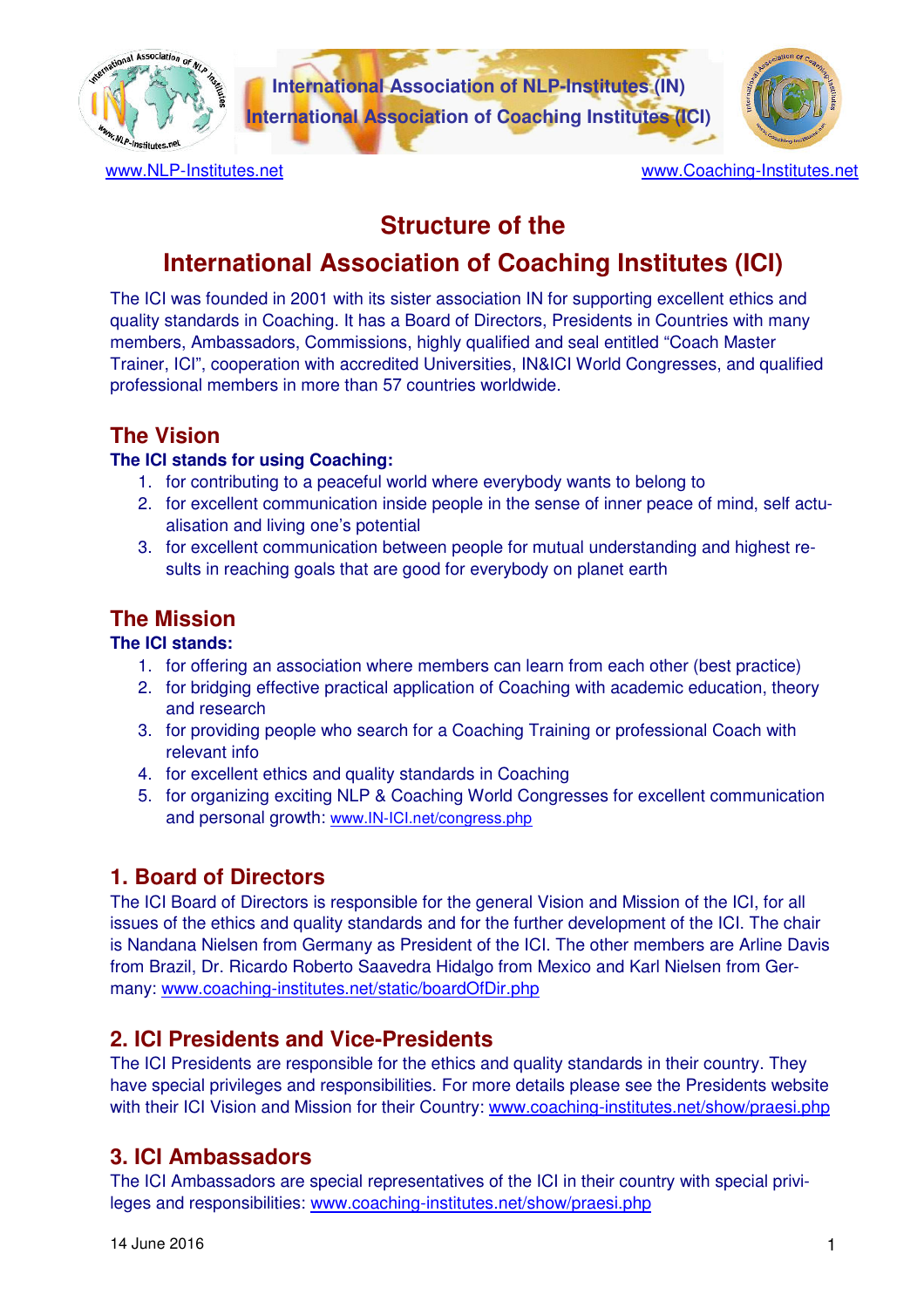International Association of NLP-Institutes (IN)
International Association of Coaching Institutes (ICI)

www.NLP-Institutes.net www.Coaching-Institutes.net

# Structure of the International Association of Coaching Institutes (ICI)

The ICI was founded in 2001 with its sister association IN for supporting excellent ethics and quality standards in Coaching. It has a Board of Directors, Presidents in Countries with many members, Ambassadors, Commissions, highly qualified and seal entitled "Coach Master Trainer, ICI", cooperation with accredited Universities, IN&ICI World Congresses, and qualified professional members in more than 57 countries worldwide.

## The Vision

**The ICI stands for using Coaching:**

1. for contributing to a peaceful world where everybody wants to belong to
2. for excellent communication inside people in the sense of inner peace of mind, self actualisation and living one's potential
3. for excellent communication between people for mutual understanding and highest results in reaching goals that are good for everybody on planet earth

## The Mission

**The ICI stands:**

1. for offering an association where members can learn from each other (best practice)
2. for bridging effective practical application of Coaching with academic education, theory and research
3. for providing people who search for a Coaching Training or professional Coach with relevant info
4. for excellent ethics and quality standards in Coaching
5. for organizing exciting NLP & Coaching World Congresses for excellent communication and personal growth: www.IN-ICI.net/congress.php

## 1. Board of Directors

The ICI Board of Directors is responsible for the general Vision and Mission of the ICI, for all issues of the ethics and quality standards and for the further development of the ICI. The chair is Nandana Nielsen from Germany as President of the ICI. The other members are Arline Davis from Brazil, Dr. Ricardo Roberto Saavedra Hidalgo from Mexico and Karl Nielsen from Germany: www.coaching-institutes.net/static/boardOfDir.php

## 2. ICI Presidents and Vice-Presidents

The ICI Presidents are responsible for the ethics and quality standards in their country. They have special privileges and responsibilities. For more details please see the Presidents website with their ICI Vision and Mission for their Country: www.coaching-institutes.net/show/praesi.php

## 3. ICI Ambassadors

The ICI Ambassadors are special representatives of the ICI in their country with special privileges and responsibilities: www.coaching-institutes.net/show/praesi.php

14 June 2016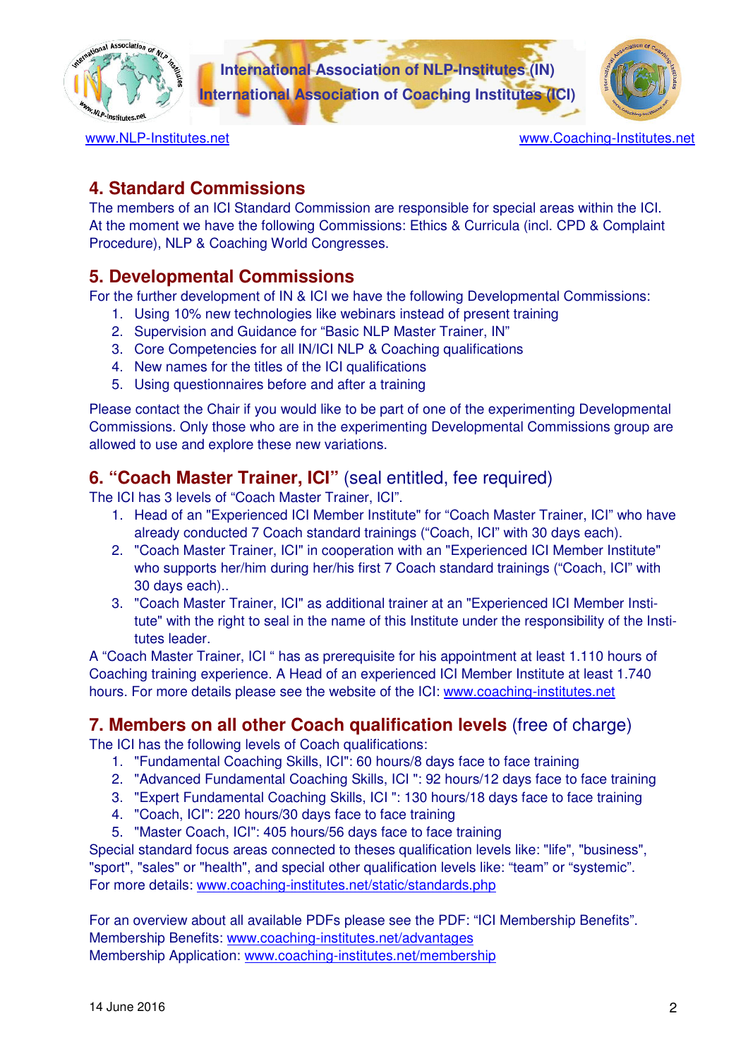## 4. Standard Commissions

The members of an ICI Standard Commission are responsible for special areas within the ICI. At the moment we have the following Commissions: Ethics & Curricula (incl. CPD & Complaint Procedure), NLP & Coaching World Congresses.

## 5. Developmental Commissions

For the further development of IN & ICI we have the following Developmental Commissions:

1. Using 10% new technologies like webinars instead of present training
2. Supervision and Guidance for "Basic NLP Master Trainer, IN"
3. Core Competencies for all IN/ICI NLP & Coaching qualifications
4. New names for the titles of the ICI qualifications
5. Using questionnaires before and after a training

Please contact the Chair if you would like to be part of one of the experimenting Developmental Commissions. Only those who are in the experimenting Developmental Commissions group are allowed to use and explore these new variations.

## 6. "Coach Master Trainer, ICI" (seal entitled, fee required)

The ICI has 3 levels of "Coach Master Trainer, ICI".

1. Head of an "Experienced ICI Member Institute" for "Coach Master Trainer, ICI" who have already conducted 7 Coach standard trainings ("Coach, ICI" with 30 days each).
2. "Coach Master Trainer, ICI" in cooperation with an "Experienced ICI Member Institute" who supports her/him during her/his first 7 Coach standard trainings ("Coach, ICI" with 30 days each)..
3. "Coach Master Trainer, ICI" as additional trainer at an "Experienced ICI Member Institute" with the right to seal in the name of this Institute under the responsibility of the Institutes leader.

A "Coach Master Trainer, ICI " has as prerequisite for his appointment at least 1.110 hours of Coaching training experience. A Head of an experienced ICI Member Institute at least 1.740 hours. For more details please see the website of the ICI: www.coaching-institutes.net

## 7. Members on all other Coach qualification levels (free of charge)

The ICI has the following levels of Coach qualifications:

1. "Fundamental Coaching Skills, ICI": 60 hours/8 days face to face training
2. "Advanced Fundamental Coaching Skills, ICI ": 92 hours/12 days face to face training
3. "Expert Fundamental Coaching Skills, ICI ": 130 hours/18 days face to face training
4. "Coach, ICI": 220 hours/30 days face to face training
5. "Master Coach, ICI": 405 hours/56 days face to face training

Special standard focus areas connected to theses qualification levels like: "life", "business", "sport", "sales" or "health", and special other qualification levels like: "team" or "systemic".
For more details: www.coaching-institutes.net/static/standards.php

For an overview about all available PDFs please see the PDF: "ICI Membership Benefits".
Membership Benefits: www.coaching-institutes.net/advantages
Membership Application: www.coaching-institutes.net/membership

14 June 2016